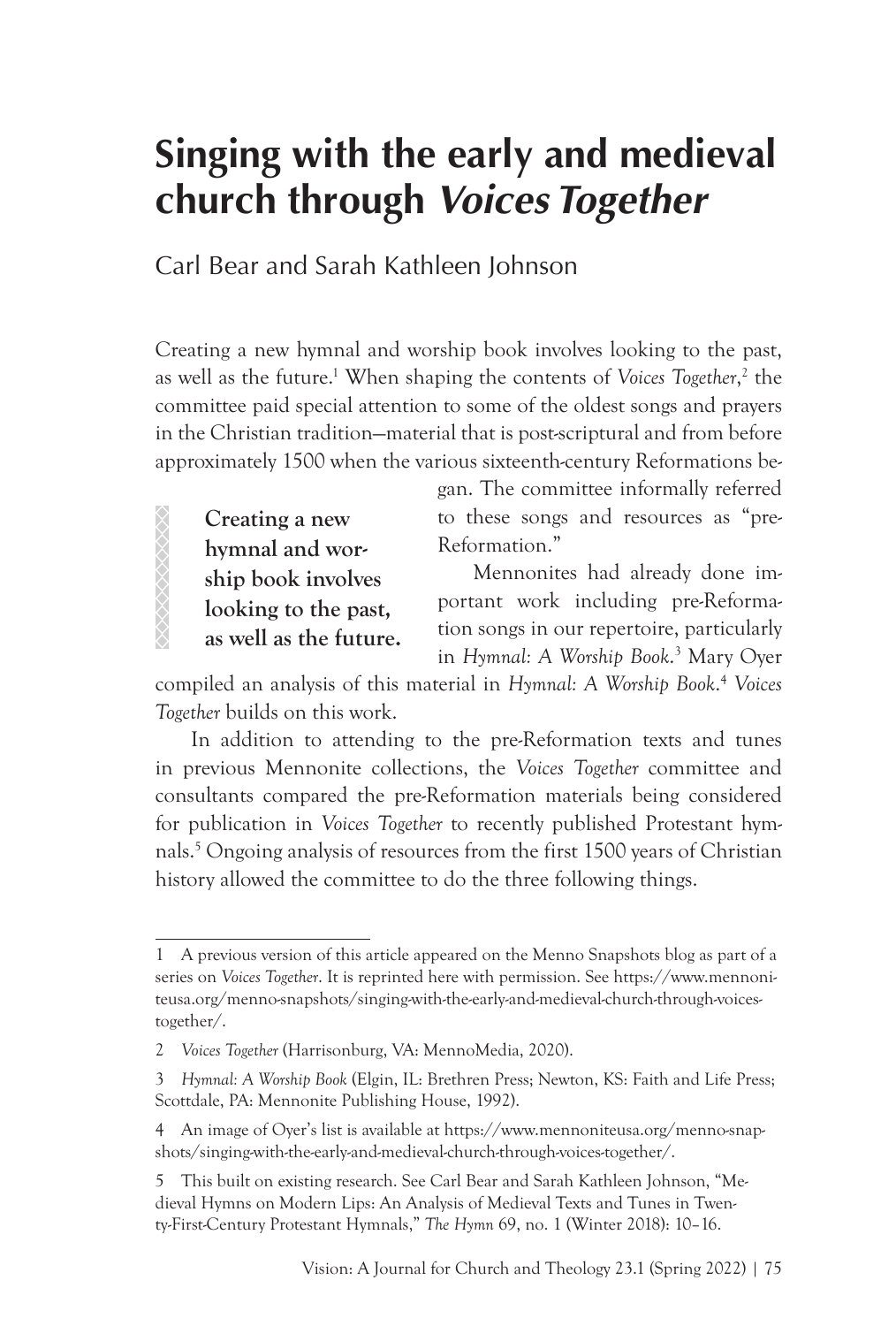# Singing with the early and medieval church through *Voices Together*

Carl Bear and Sarah Kathleen Johnson

Creating a new hymnal and worship book involves looking to the past, as well as the future.[1] When shaping the contents of *Voices Together*,[2] the committee paid special attention to some of the oldest songs and prayers in the Christian tradition—material that is post-scriptural and from before approximately 1500 when the various sixteenth-century Reformations began. The committee informally referred to these songs and resources as "pre-Reformation."

> **Creating a new hymnal and worship book involves looking to the past, as well as the future.**

Mennonites had already done important work including pre-Reformation songs in our repertoire, particularly in *Hymnal: A Worship Book*.[3] Mary Oyer compiled an analysis of this material in *Hymnal: A Worship Book*.[4] *Voices Together* builds on this work.

In addition to attending to the pre-Reformation texts and tunes in previous Mennonite collections, the *Voices Together* committee and consultants compared the pre-Reformation materials being considered for publication in *Voices Together* to recently published Protestant hymnals.[5] Ongoing analysis of resources from the first 1500 years of Christian history allowed the committee to do the three following things.

---

1 A previous version of this article appeared on the Menno Snapshots blog as part of a series on *Voices Together*. It is reprinted here with permission. See https://www.mennoniteusa.org/menno-snapshots/singing-with-the-early-and-medieval-church-through-voices-together/.

2 *Voices Together* (Harrisonburg, VA: MennoMedia, 2020).

3 *Hymnal: A Worship Book* (Elgin, IL: Brethren Press; Newton, KS: Faith and Life Press; Scottdale, PA: Mennonite Publishing House, 1992).

4 An image of Oyer's list is available at https://www.mennoniteusa.org/menno-snapshots/singing-with-the-early-and-medieval-church-through-voices-together/.

5 This built on existing research. See Carl Bear and Sarah Kathleen Johnson, "Medieval Hymns on Modern Lips: An Analysis of Medieval Texts and Tunes in Twenty-First-Century Protestant Hymnals," *The Hymn* 69, no. 1 (Winter 2018): 10–16.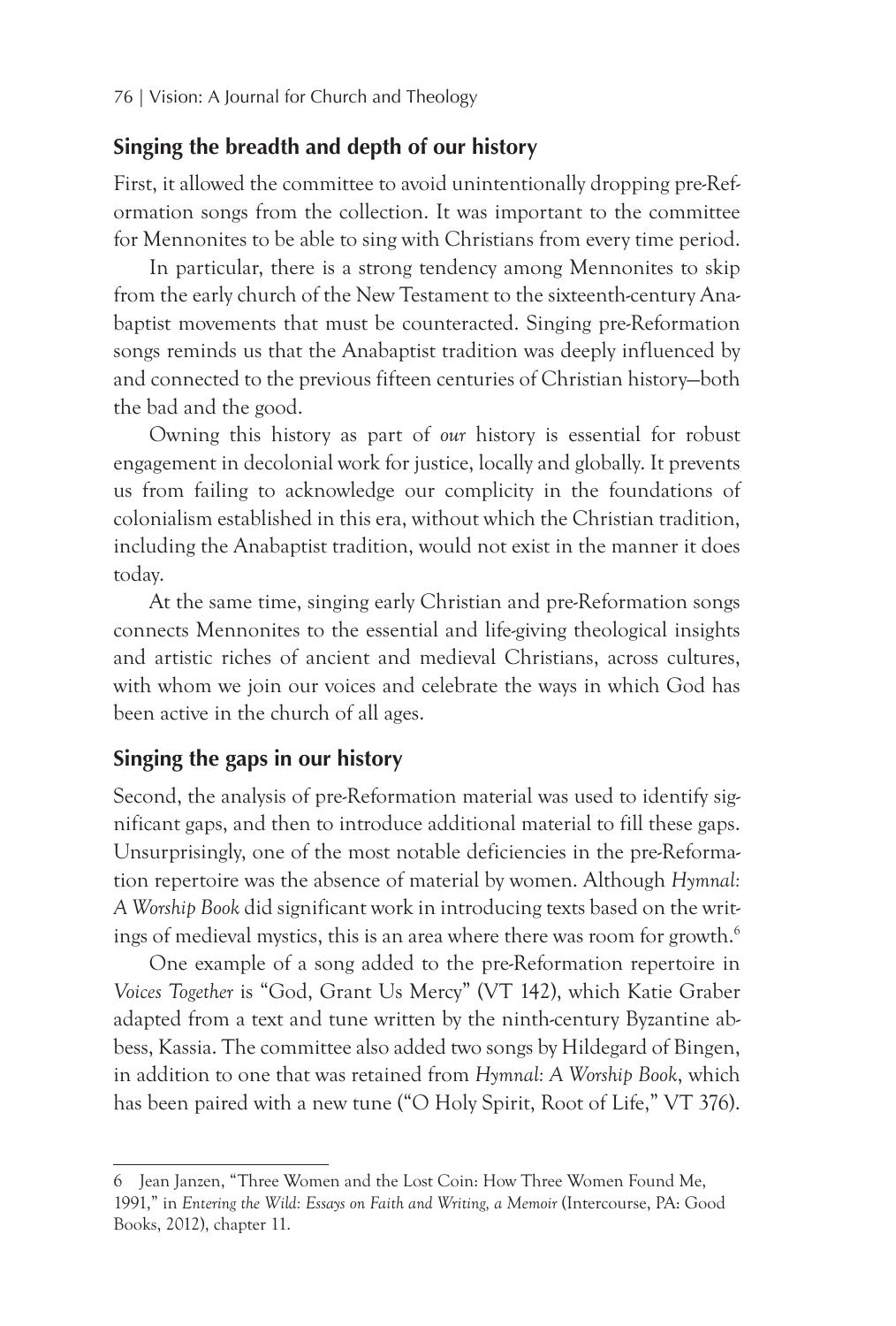## Singing the breadth and depth of our history

First, it allowed the committee to avoid unintentionally dropping pre-Reformation songs from the collection. It was important to the committee for Mennonites to be able to sing with Christians from every time period.

In particular, there is a strong tendency among Mennonites to skip from the early church of the New Testament to the sixteenth-century Anabaptist movements that must be counteracted. Singing pre-Reformation songs reminds us that the Anabaptist tradition was deeply influenced by and connected to the previous fifteen centuries of Christian history—both the bad and the good.

Owning this history as part of *our* history is essential for robust engagement in decolonial work for justice, locally and globally. It prevents us from failing to acknowledge our complicity in the foundations of colonialism established in this era, without which the Christian tradition, including the Anabaptist tradition, would not exist in the manner it does today.

At the same time, singing early Christian and pre-Reformation songs connects Mennonites to the essential and life-giving theological insights and artistic riches of ancient and medieval Christians, across cultures, with whom we join our voices and celebrate the ways in which God has been active in the church of all ages.

## Singing the gaps in our history

Second, the analysis of pre-Reformation material was used to identify significant gaps, and then to introduce additional material to fill these gaps. Unsurprisingly, one of the most notable deficiencies in the pre-Reformation repertoire was the absence of material by women. Although *Hymnal: A Worship Book* did significant work in introducing texts based on the writings of medieval mystics, this is an area where there was room for growth.[6]

One example of a song added to the pre-Reformation repertoire in *Voices Together* is "God, Grant Us Mercy" (VT 142), which Katie Graber adapted from a text and tune written by the ninth-century Byzantine abbess, Kassia. The committee also added two songs by Hildegard of Bingen, in addition to one that was retained from *Hymnal: A Worship Book*, which has been paired with a new tune ("O Holy Spirit, Root of Life," VT 376).

---

6 Jean Janzen, "Three Women and the Lost Coin: How Three Women Found Me, 1991," in *Entering the Wild: Essays on Faith and Writing, a Memoir* (Intercourse, PA: Good Books, 2012), chapter 11.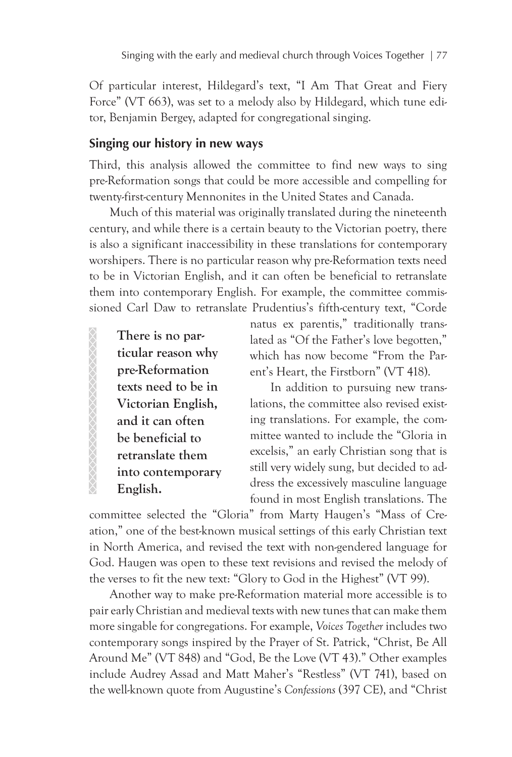Of particular interest, Hildegard's text, "I Am That Great and Fiery Force" (VT 663), was set to a melody also by Hildegard, which tune editor, Benjamin Bergey, adapted for congregational singing.

## Singing our history in new ways

Third, this analysis allowed the committee to find new ways to sing pre-Reformation songs that could be more accessible and compelling for twenty-first-century Mennonites in the United States and Canada.

Much of this material was originally translated during the nineteenth century, and while there is a certain beauty to the Victorian poetry, there is also a significant inaccessibility in these translations for contemporary worshipers. There is no particular reason why pre-Reformation texts need to be in Victorian English, and it can often be beneficial to retranslate them into contemporary English. For example, the committee commissioned Carl Daw to retranslate Prudentius's fifth-century text, "Corde natus ex parentis," traditionally translated as "Of the Father's love begotten," which has now become "From the Parent's Heart, the Firstborn" (VT 418).

> **There is no particular reason why pre-Reformation texts need to be in Victorian English, and it can often be beneficial to retranslate them into contemporary English.**

In addition to pursuing new translations, the committee also revised existing translations. For example, the committee wanted to include the "Gloria in excelsis," an early Christian song that is still very widely sung, but decided to address the excessively masculine language found in most English translations. The committee selected the "Gloria" from Marty Haugen's "Mass of Creation," one of the best-known musical settings of this early Christian text in North America, and revised the text with non-gendered language for God. Haugen was open to these text revisions and revised the melody of the verses to fit the new text: "Glory to God in the Highest" (VT 99).

Another way to make pre-Reformation material more accessible is to pair early Christian and medieval texts with new tunes that can make them more singable for congregations. For example, *Voices Together* includes two contemporary songs inspired by the Prayer of St. Patrick, "Christ, Be All Around Me" (VT 848) and "God, Be the Love (VT 43)." Other examples include Audrey Assad and Matt Maher's "Restless" (VT 741), based on the well-known quote from Augustine's *Confessions* (397 CE), and "Christ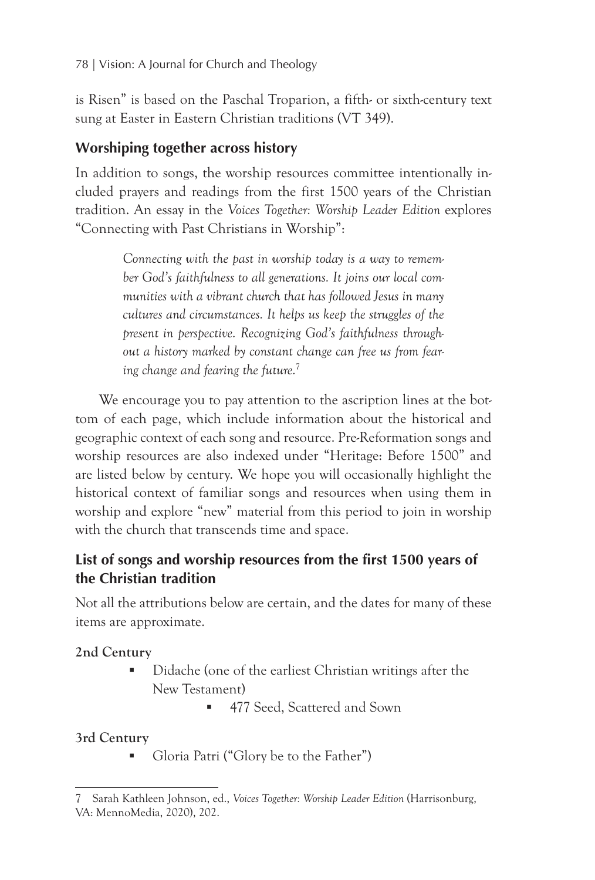is Risen" is based on the Paschal Troparion, a fifth- or sixth-century text sung at Easter in Eastern Christian traditions (VT 349).

## Worshiping together across history

In addition to songs, the worship resources committee intentionally included prayers and readings from the first 1500 years of the Christian tradition. An essay in the *Voices Together: Worship Leader Edition* explores "Connecting with Past Christians in Worship":

> *Connecting with the past in worship today is a way to remember God's faithfulness to all generations. It joins our local communities with a vibrant church that has followed Jesus in many cultures and circumstances. It helps us keep the struggles of the present in perspective. Recognizing God's faithfulness throughout a history marked by constant change can free us from fearing change and fearing the future.*[7]

We encourage you to pay attention to the ascription lines at the bottom of each page, which include information about the historical and geographic context of each song and resource. Pre-Reformation songs and worship resources are also indexed under "Heritage: Before 1500" and are listed below by century. We hope you will occasionally highlight the historical context of familiar songs and resources when using them in worship and explore "new" material from this period to join in worship with the church that transcends time and space.

## List of songs and worship resources from the first 1500 years of the Christian tradition

Not all the attributions below are certain, and the dates for many of these items are approximate.

**2nd Century**

- Didache (one of the earliest Christian writings after the New Testament)
  - 477 Seed, Scattered and Sown

**3rd Century**

- Gloria Patri ("Glory be to the Father")

---

7 Sarah Kathleen Johnson, ed., *Voices Together: Worship Leader Edition* (Harrisonburg, VA: MennoMedia, 2020), 202.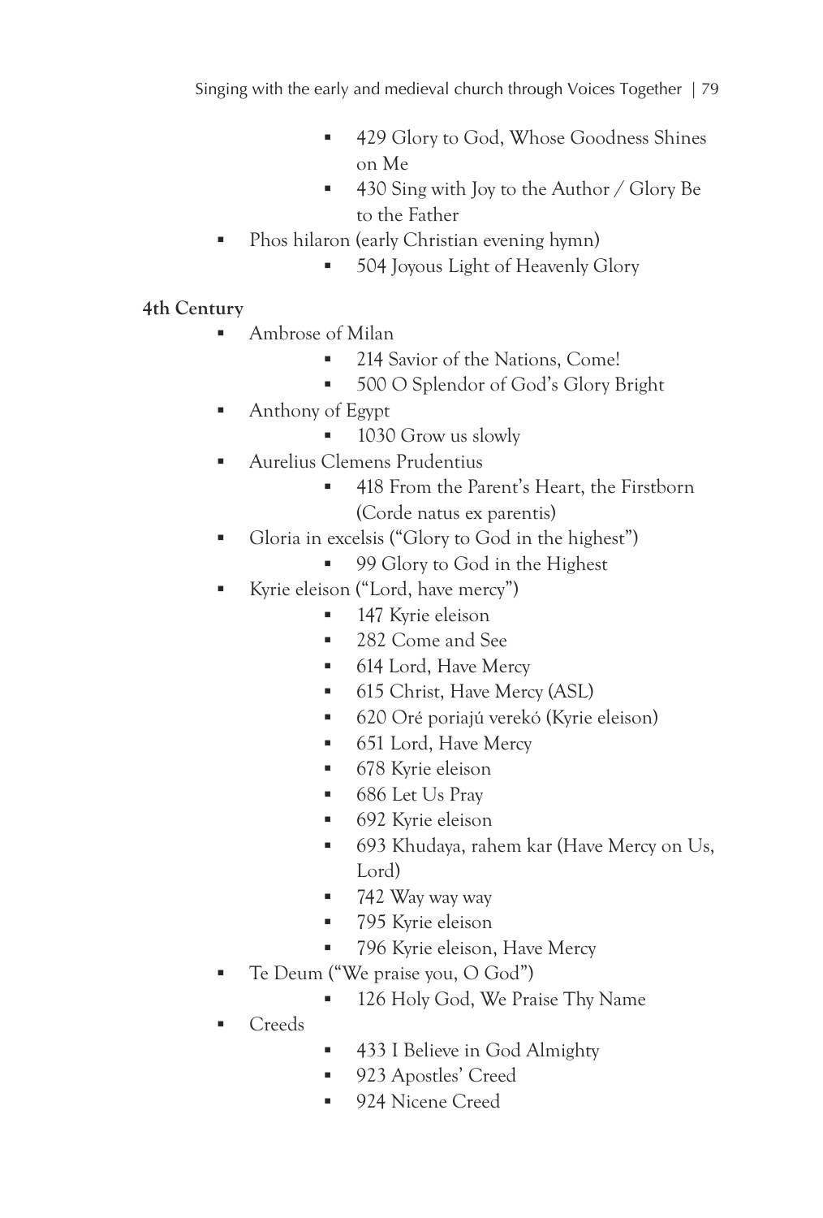- 429 Glory to God, Whose Goodness Shines on Me
    - 430 Sing with Joy to the Author / Glory Be to the Father
- Phos hilaron (early Christian evening hymn)
    - 504 Joyous Light of Heavenly Glory

**4th Century**

- Ambrose of Milan
    - 214 Savior of the Nations, Come!
    - 500 O Splendor of God's Glory Bright
- Anthony of Egypt
    - 1030 Grow us slowly
- Aurelius Clemens Prudentius
    - 418 From the Parent's Heart, the Firstborn (Corde natus ex parentis)
- Gloria in excelsis ("Glory to God in the highest")
    - 99 Glory to God in the Highest
- Kyrie eleison ("Lord, have mercy")
    - 147 Kyrie eleison
    - 282 Come and See
    - 614 Lord, Have Mercy
    - 615 Christ, Have Mercy (ASL)
    - 620 Oré poriajú verekó (Kyrie eleison)
    - 651 Lord, Have Mercy
    - 678 Kyrie eleison
    - 686 Let Us Pray
    - 692 Kyrie eleison
    - 693 Khudaya, rahem kar (Have Mercy on Us, Lord)
    - 742 Way way way
    - 795 Kyrie eleison
    - 796 Kyrie eleison, Have Mercy
- Te Deum ("We praise you, O God")
    - 126 Holy God, We Praise Thy Name
- Creeds
    - 433 I Believe in God Almighty
    - 923 Apostles' Creed
    - 924 Nicene Creed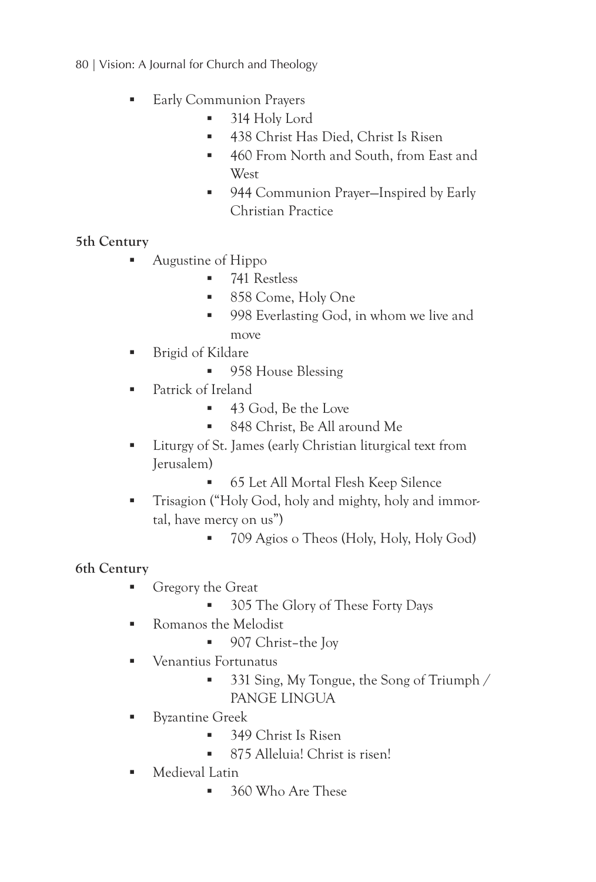- Early Communion Prayers
    - 314 Holy Lord
    - 438 Christ Has Died, Christ Is Risen
    - 460 From North and South, from East and West
    - 944 Communion Prayer—Inspired by Early Christian Practice

**5th Century**

- Augustine of Hippo
    - 741 Restless
    - 858 Come, Holy One
    - 998 Everlasting God, in whom we live and move
- Brigid of Kildare
    - 958 House Blessing
- Patrick of Ireland
    - 43 God, Be the Love
    - 848 Christ, Be All around Me
- Liturgy of St. James (early Christian liturgical text from Jerusalem)
    - 65 Let All Mortal Flesh Keep Silence
- Trisagion ("Holy God, holy and mighty, holy and immortal, have mercy on us")
    - 709 Agios o Theos (Holy, Holy, Holy God)

**6th Century**

- Gregory the Great
    - 305 The Glory of These Forty Days
- Romanos the Melodist
    - 907 Christ–the Joy
- Venantius Fortunatus
    - 331 Sing, My Tongue, the Song of Triumph / PANGE LINGUA
- Byzantine Greek
    - 349 Christ Is Risen
    - 875 Alleluia! Christ is risen!
- Medieval Latin
    - 360 Who Are These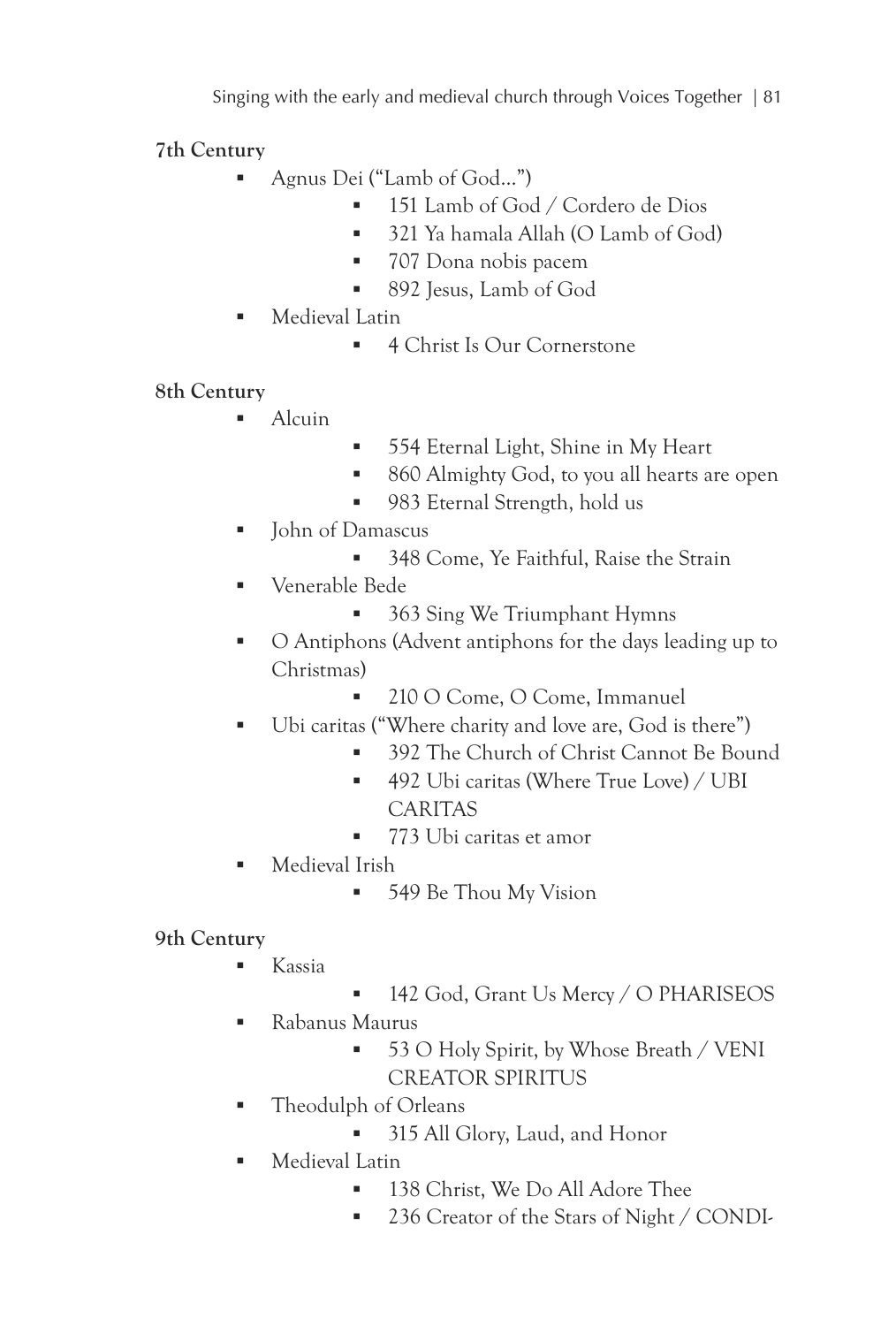**7th Century**

- Agnus Dei (“Lamb of God...”)
    - 151 Lamb of God / Cordero de Dios
    - 321 Ya hamala Allah (O Lamb of God)
    - 707 Dona nobis pacem
    - 892 Jesus, Lamb of God
- Medieval Latin
    - 4 Christ Is Our Cornerstone

**8th Century**

- Alcuin
    - 554 Eternal Light, Shine in My Heart
    - 860 Almighty God, to you all hearts are open
    - 983 Eternal Strength, hold us
- John of Damascus
    - 348 Come, Ye Faithful, Raise the Strain
- Venerable Bede
    - 363 Sing We Triumphant Hymns
- O Antiphons (Advent antiphons for the days leading up to Christmas)
    - 210 O Come, O Come, Immanuel
- Ubi caritas (“Where charity and love are, God is there”)
    - 392 The Church of Christ Cannot Be Bound
    - 492 Ubi caritas (Where True Love) / UBI CARITAS
    - 773 Ubi caritas et amor
- Medieval Irish
    - 549 Be Thou My Vision

**9th Century**

- Kassia
    - 142 God, Grant Us Mercy / O PHARISEOS
- Rabanus Maurus
    - 53 O Holy Spirit, by Whose Breath / VENI CREATOR SPIRITUS
- Theodulph of Orleans
    - 315 All Glory, Laud, and Honor
- Medieval Latin
    - 138 Christ, We Do All Adore Thee
    - 236 Creator of the Stars of Night / CONDI-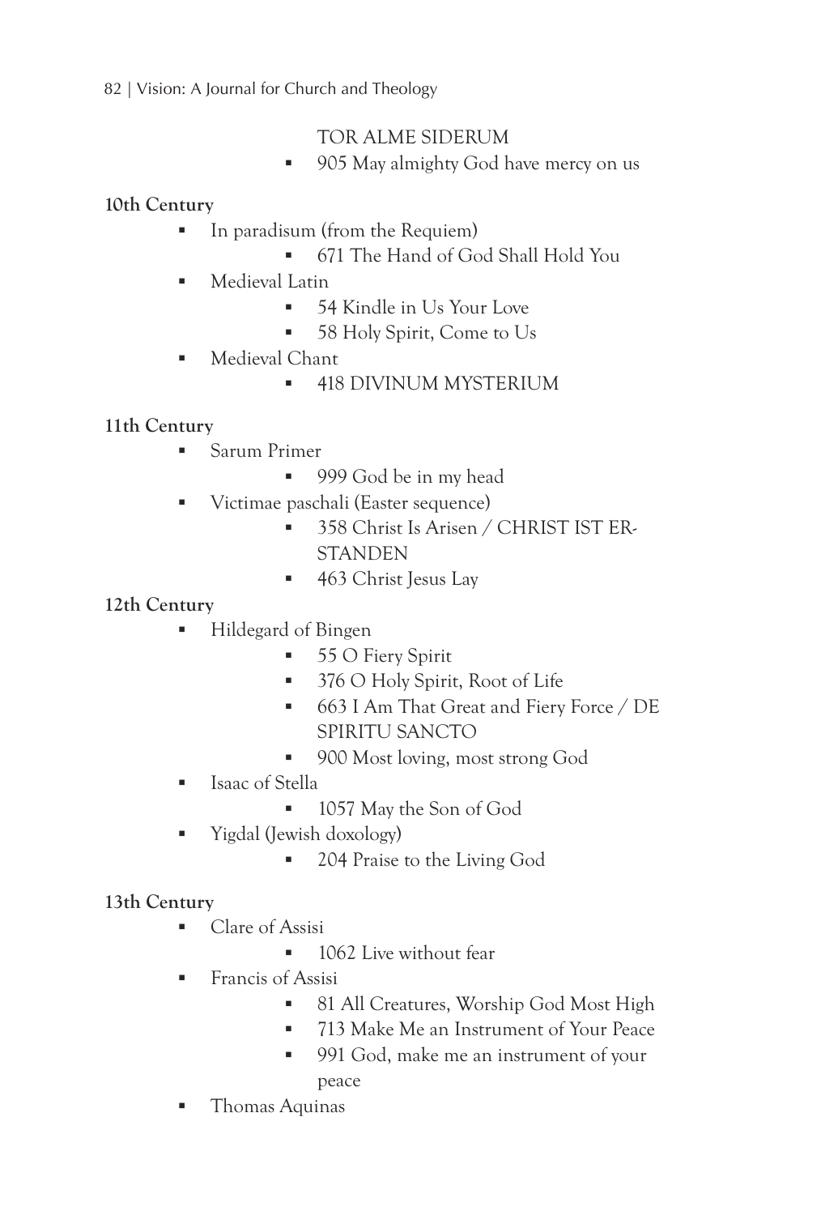TOR ALME SIDERUM

  - 905 May almighty God have mercy on us

**10th Century**

- In paradisum (from the Requiem)
  - 671 The Hand of God Shall Hold You
- Medieval Latin
  - 54 Kindle in Us Your Love
  - 58 Holy Spirit, Come to Us
- Medieval Chant
  - 418 DIVINUM MYSTERIUM

**11th Century**

- Sarum Primer
  - 999 God be in my head
- Victimae paschali (Easter sequence)
  - 358 Christ Is Arisen / CHRIST IST ERSTANDEN
  - 463 Christ Jesus Lay

**12th Century**

- Hildegard of Bingen
  - 55 O Fiery Spirit
  - 376 O Holy Spirit, Root of Life
  - 663 I Am That Great and Fiery Force / DE SPIRITU SANCTO
  - 900 Most loving, most strong God
- Isaac of Stella
  - 1057 May the Son of God
- Yigdal (Jewish doxology)
  - 204 Praise to the Living God

**13th Century**

- Clare of Assisi
  - 1062 Live without fear
- Francis of Assisi
  - 81 All Creatures, Worship God Most High
  - 713 Make Me an Instrument of Your Peace
  - 991 God, make me an instrument of your peace
- Thomas Aquinas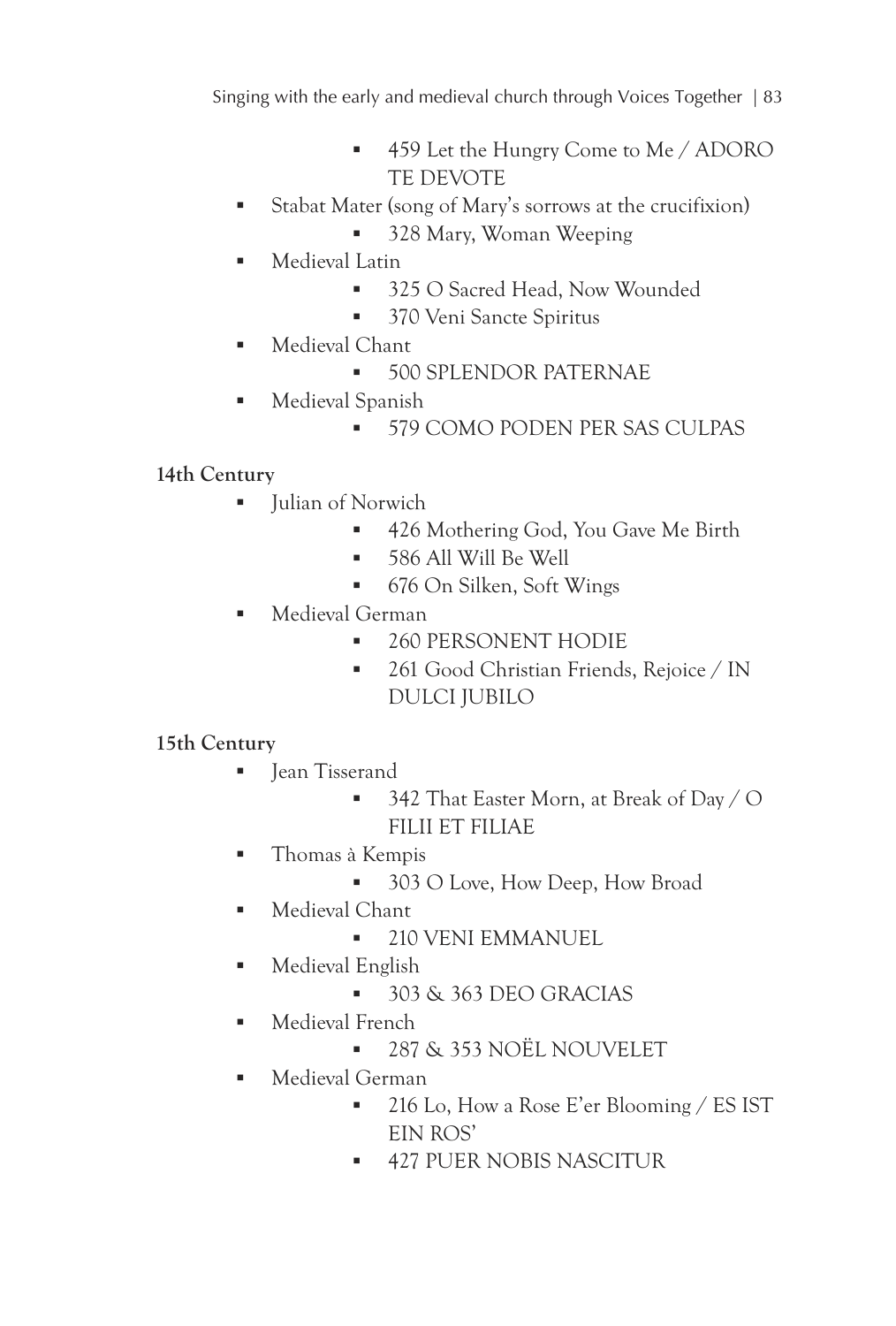- 459 Let the Hungry Come to Me / ADORO TE DEVOTE
- Stabat Mater (song of Mary's sorrows at the crucifixion)
    - 328 Mary, Woman Weeping
- Medieval Latin
    - 325 O Sacred Head, Now Wounded
    - 370 Veni Sancte Spiritus
- Medieval Chant
    - 500 SPLENDOR PATERNAE
- Medieval Spanish
    - 579 COMO PODEN PER SAS CULPAS

**14th Century**

- Julian of Norwich
    - 426 Mothering God, You Gave Me Birth
    - 586 All Will Be Well
    - 676 On Silken, Soft Wings
- Medieval German
    - 260 PERSONENT HODIE
    - 261 Good Christian Friends, Rejoice / IN DULCI JUBILO

**15th Century**

- Jean Tisserand
    - 342 That Easter Morn, at Break of Day / O FILII ET FILIAE
- Thomas à Kempis
    - 303 O Love, How Deep, How Broad
- Medieval Chant
    - 210 VENI EMMANUEL
- Medieval English
    - 303 & 363 DEO GRACIAS
- Medieval French
    - 287 & 353 NOËL NOUVELET
- Medieval German
    - 216 Lo, How a Rose E'er Blooming / ES IST EIN ROS'
    - 427 PUER NOBIS NASCITUR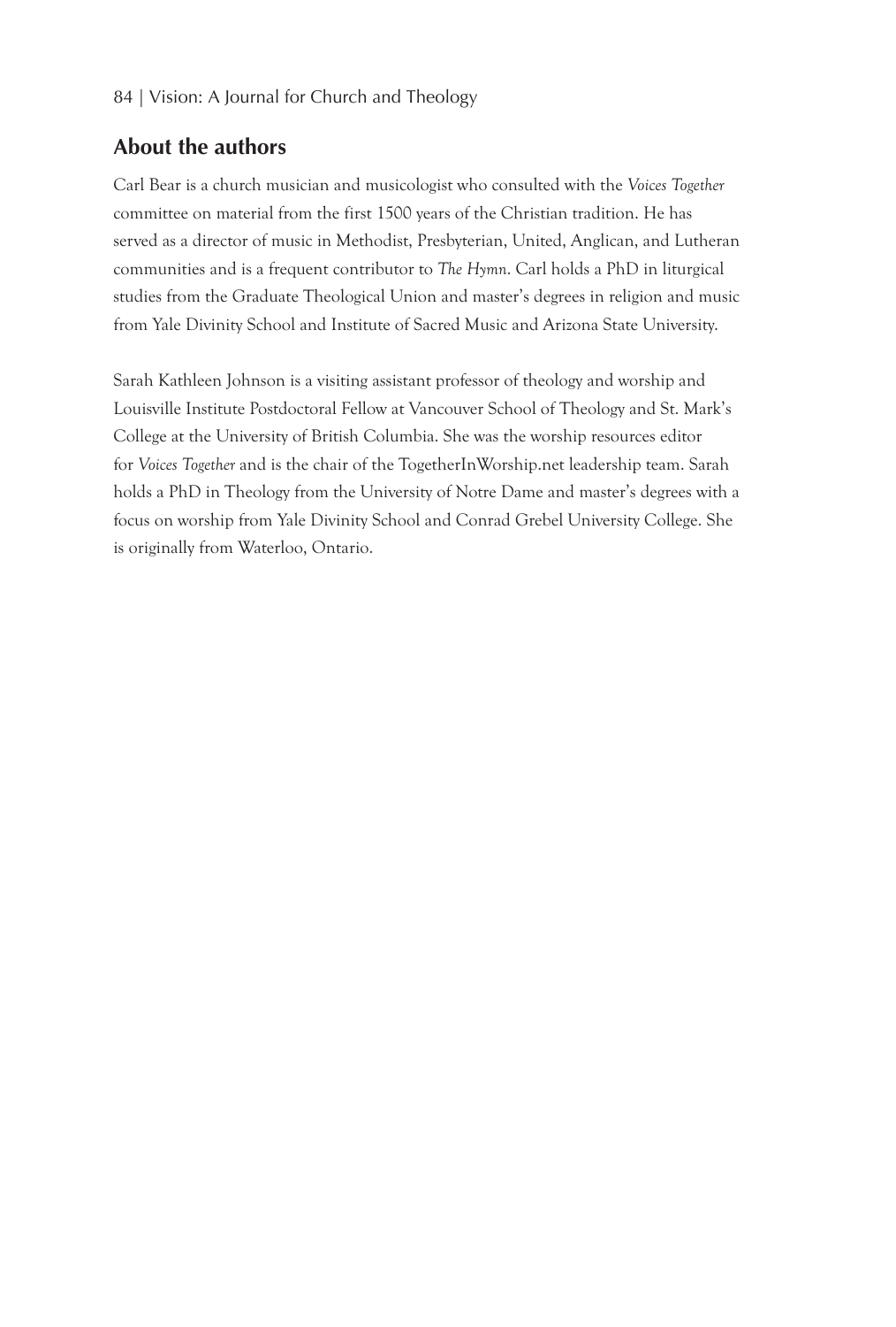## About the authors

Carl Bear is a church musician and musicologist who consulted with the *Voices Together* committee on material from the first 1500 years of the Christian tradition. He has served as a director of music in Methodist, Presbyterian, United, Anglican, and Lutheran communities and is a frequent contributor to *The Hymn*. Carl holds a PhD in liturgical studies from the Graduate Theological Union and master's degrees in religion and music from Yale Divinity School and Institute of Sacred Music and Arizona State University.

Sarah Kathleen Johnson is a visiting assistant professor of theology and worship and Louisville Institute Postdoctoral Fellow at Vancouver School of Theology and St. Mark's College at the University of British Columbia. She was the worship resources editor for *Voices Together* and is the chair of the TogetherInWorship.net leadership team. Sarah holds a PhD in Theology from the University of Notre Dame and master's degrees with a focus on worship from Yale Divinity School and Conrad Grebel University College. She is originally from Waterloo, Ontario.